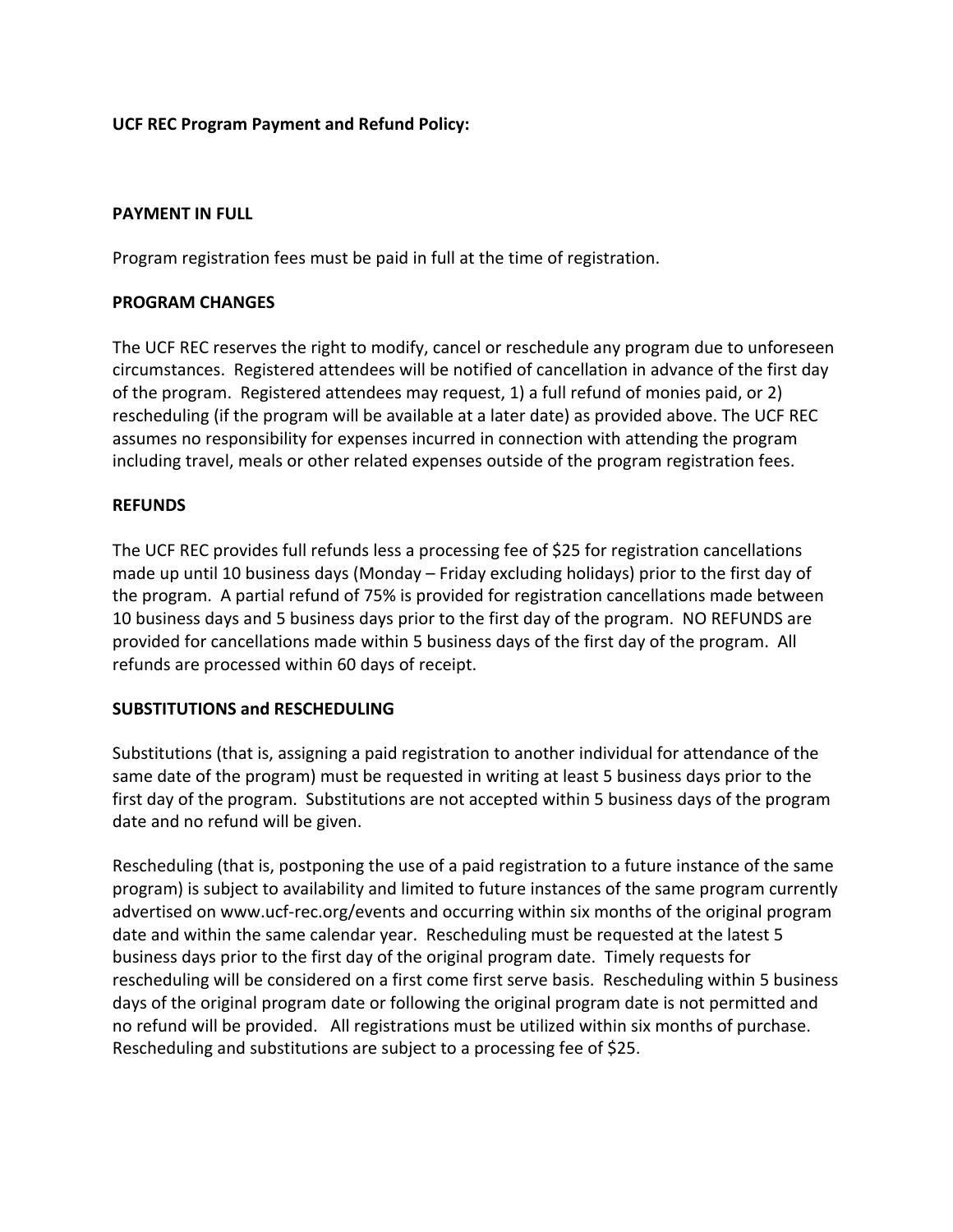**UCF REC Program Payment and Refund Policy:**

**PAYMENT IN FULL**

Program registration fees must be paid in full at the time of registration.

**PROGRAM CHANGES**

The UCF REC reserves the right to modify, cancel or reschedule any program due to unforeseen circumstances. Registered attendees will be notified of cancellation in advance of the first day of the program. Registered attendees may request, 1) a full refund of monies paid, or 2) rescheduling (if the program will be available at a later date) as provided above. The UCF REC assumes no responsibility for expenses incurred in connection with attending the program including travel, meals or other related expenses outside of the program registration fees.

**REFUNDS**

The UCF REC provides full refunds less a processing fee of $25 for registration cancellations made up until 10 business days (Monday – Friday excluding holidays) prior to the first day of the program. A partial refund of 75% is provided for registration cancellations made between 10 business days and 5 business days prior to the first day of the program. NO REFUNDS are provided for cancellations made within 5 business days of the first day of the program. All refunds are processed within 60 days of receipt.

**SUBSTITUTIONS and RESCHEDULING**

Substitutions (that is, assigning a paid registration to another individual for attendance of the same date of the program) must be requested in writing at least 5 business days prior to the first day of the program. Substitutions are not accepted within 5 business days of the program date and no refund will be given.

Rescheduling (that is, postponing the use of a paid registration to a future instance of the same program) is subject to availability and limited to future instances of the same program currently advertised on www.ucf-rec.org/events and occurring within six months of the original program date and within the same calendar year. Rescheduling must be requested at the latest 5 business days prior to the first day of the original program date. Timely requests for rescheduling will be considered on a first come first serve basis. Rescheduling within 5 business days of the original program date or following the original program date is not permitted and no refund will be provided. All registrations must be utilized within six months of purchase. Rescheduling and substitutions are subject to a processing fee of $25.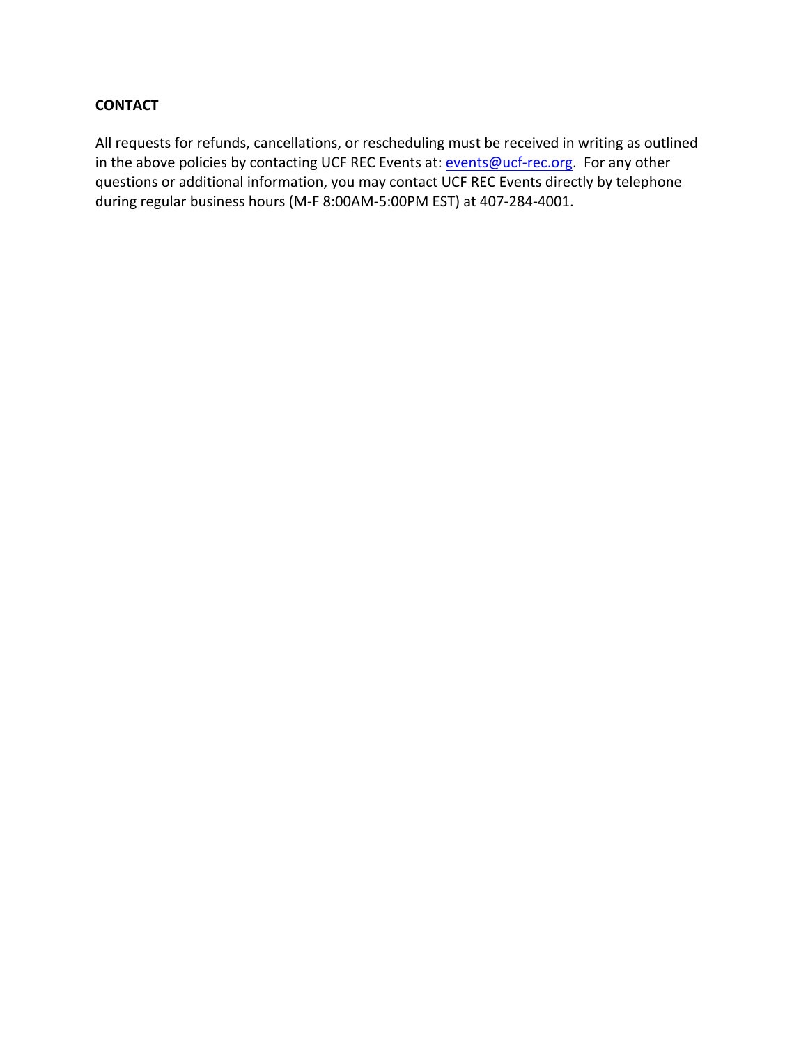**CONTACT**

All requests for refunds, cancellations, or rescheduling must be received in writing as outlined in the above policies by contacting UCF REC Events at: events@ucf-rec.org. For any other questions or additional information, you may contact UCF REC Events directly by telephone during regular business hours (M-F 8:00AM-5:00PM EST) at 407-284-4001.